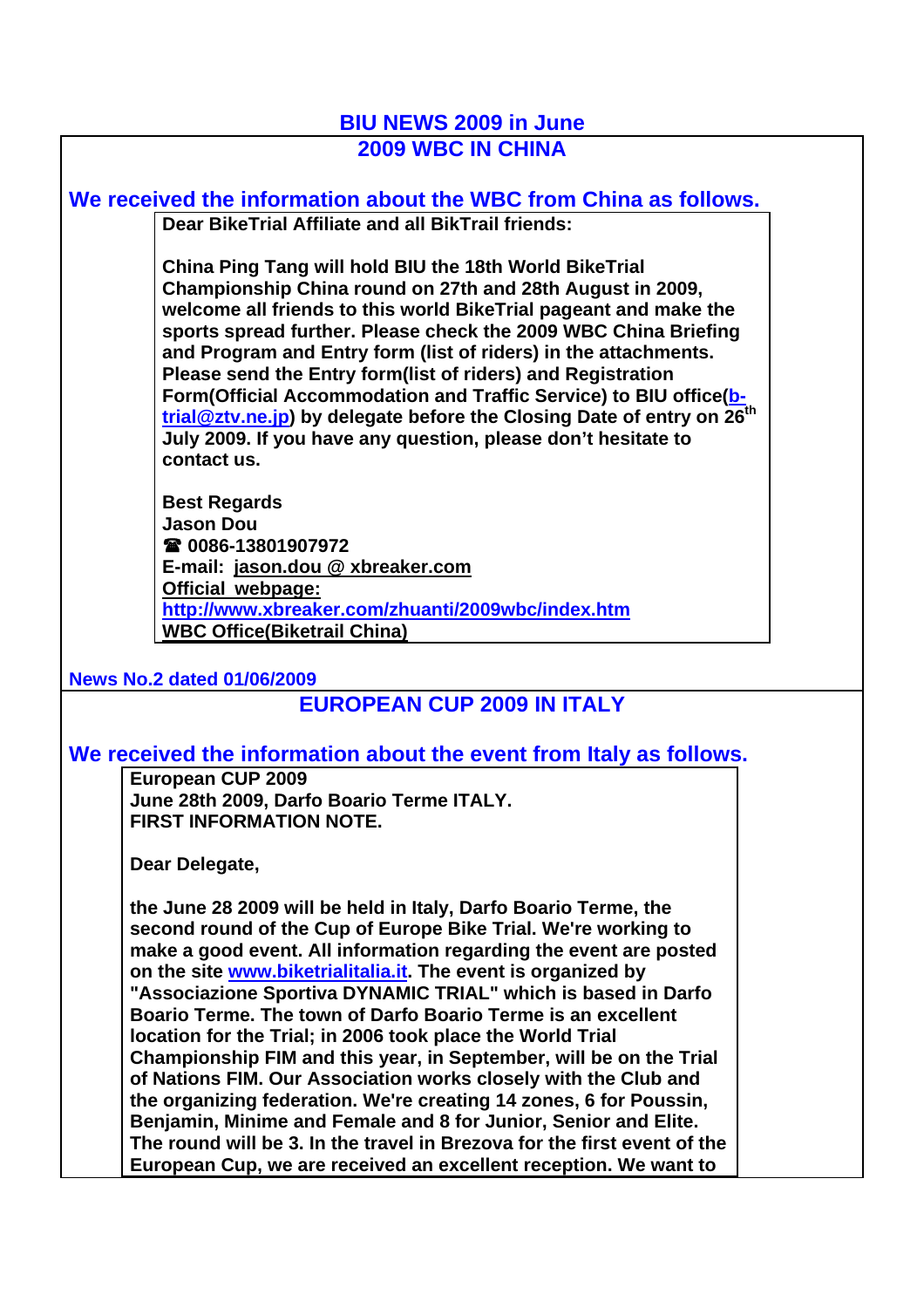# BIU NEWS 2009 in June

## 2009 WBC IN CHINA

### We received the information about the WBC from China as follows.

**Dear BikeTrial Affiliate and all BikTrail friends:**

**China Ping Tang will hold BIU the 18th World BikeTrial Championship China round on 27th and 28th August in 2009, welcome all friends to this world BikeTrial pageant and make the sports spread further. Please check the 2009 WBC China Briefing and Program and Entry form (list of riders) in the attachments. Please send the Entry form(list of riders) and Registration Form(Official Accommodation and Traffic Service) to BIU office(b-trial@ztv.ne.jp) by delegate before the Closing Date of entry on 26th July 2009. If you have any question, please don't hesitate to contact us.**

**Best Regards**
**Jason Dou**
**☎ 0086-13801907972**
**E-mail: jason.dou @ xbreaker.com**
**Official webpage:**
**http://www.xbreaker.com/zhuanti/2009wbc/index.htm**
**WBC Office(Biketrail China)**

**News No.2 dated 01/06/2009**

## EUROPEAN CUP 2009 IN ITALY

### We received the information about the event from Italy as follows.

**European CUP 2009**
**June 28th 2009, Darfo Boario Terme ITALY.**
**FIRST INFORMATION NOTE.**

**Dear Delegate,**

**the June 28 2009 will be held in Italy, Darfo Boario Terme, the second round of the Cup of Europe Bike Trial. We're working to make a good event. All information regarding the event are posted on the site www.biketrialitalia.it. The event is organized by "Associazione Sportiva DYNAMIC TRIAL" which is based in Darfo Boario Terme. The town of Darfo Boario Terme is an excellent location for the Trial; in 2006 took place the World Trial Championship FIM and this year, in September, will be on the Trial of Nations FIM. Our Association works closely with the Club and the organizing federation. We're creating 14 zones, 6 for Poussin, Benjamin, Minime and Female and 8 for Junior, Senior and Elite. The round will be 3. In the travel in Brezova for the first event of the European Cup, we are received an excellent reception. We want to**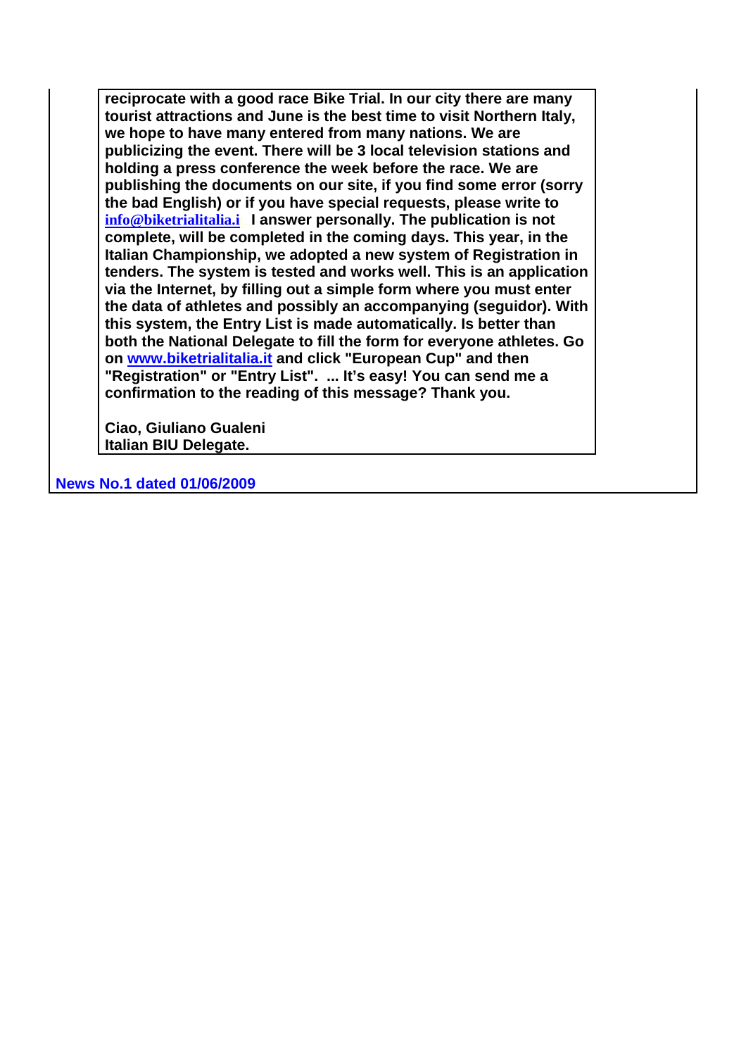**reciprocate with a good race Bike Trial. In our city there are many tourist attractions and June is the best time to visit Northern Italy, we hope to have many entered from many nations. We are publicizing the event. There will be 3 local television stations and holding a press conference the week before the race. We are publishing the documents on our site, if you find some error (sorry the bad English) or if you have special requests, please write to info@biketrialitalia.i I answer personally. The publication is not complete, will be completed in the coming days. This year, in the Italian Championship, we adopted a new system of Registration in tenders. The system is tested and works well. This is an application via the Internet, by filling out a simple form where you must enter the data of athletes and possibly an accompanying (seguidor). With this system, the Entry List is made automatically. Is better than both the National Delegate to fill the form for everyone athletes. Go on www.biketrialitalia.it and click "European Cup" and then "Registration" or "Entry List". ... It's easy! You can send me a confirmation to the reading of this message? Thank you.**

**Ciao, Giuliano Gualeni**
**Italian BIU Delegate.**

**News No.1 dated 01/06/2009**